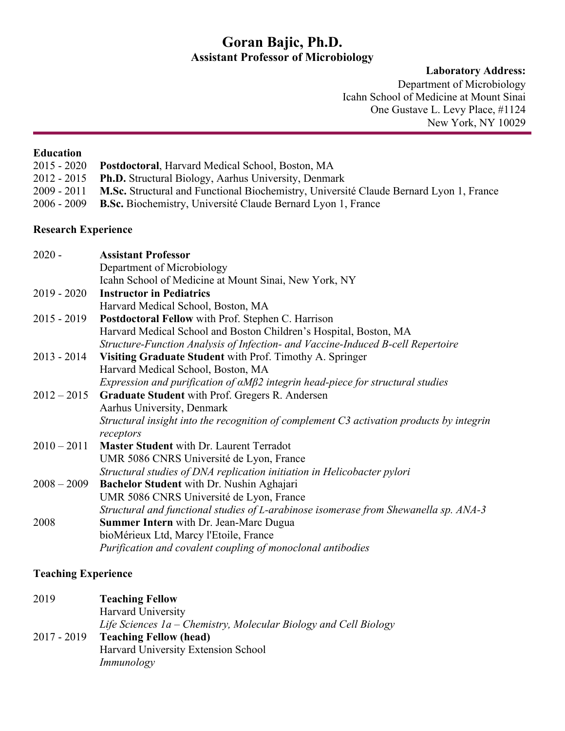# Goran Bajic, Ph.D.

**Assistant Professor of Microbiology**

**Laboratory Address:**
Department of Microbiology
Icahn School of Medicine at Mount Sinai
One Gustave L. Levy Place, #1124
New York, NY 10029

## Education

2015 - 2020 **Postdoctoral**, Harvard Medical School, Boston, MA
2012 - 2015 **Ph.D.** Structural Biology, Aarhus University, Denmark
2009 - 2011 **M.Sc.** Structural and Functional Biochemistry, Université Claude Bernard Lyon 1, France
2006 - 2009 **B.Sc.** Biochemistry, Université Claude Bernard Lyon 1, France

## Research Experience

2020 - **Assistant Professor**
Department of Microbiology
Icahn School of Medicine at Mount Sinai, New York, NY

2019 - 2020 **Instructor in Pediatrics**
Harvard Medical School, Boston, MA

2015 - 2019 **Postdoctoral Fellow** with Prof. Stephen C. Harrison
Harvard Medical School and Boston Children's Hospital, Boston, MA
*Structure-Function Analysis of Infection- and Vaccine-Induced B-cell Repertoire*

2013 - 2014 **Visiting Graduate Student** with Prof. Timothy A. Springer
Harvard Medical School, Boston, MA
*Expression and purification of αMβ2 integrin head-piece for structural studies*

2012 – 2015 **Graduate Student** with Prof. Gregers R. Andersen
Aarhus University, Denmark
*Structural insight into the recognition of complement C3 activation products by integrin receptors*

2010 – 2011 **Master Student** with Dr. Laurent Terradot
UMR 5086 CNRS Université de Lyon, France
*Structural studies of DNA replication initiation in Helicobacter pylori*

2008 – 2009 **Bachelor Student** with Dr. Nushin Aghajari
UMR 5086 CNRS Université de Lyon, France
*Structural and functional studies of L-arabinose isomerase from Shewanella sp. ANA-3*

2008 **Summer Intern** with Dr. Jean-Marc Dugua
bioMérieux Ltd, Marcy l'Etoile, France
*Purification and covalent coupling of monoclonal antibodies*

## Teaching Experience

2019 **Teaching Fellow**
Harvard University
*Life Sciences 1a – Chemistry, Molecular Biology and Cell Biology*

2017 - 2019 **Teaching Fellow (head)**
Harvard University Extension School
*Immunology*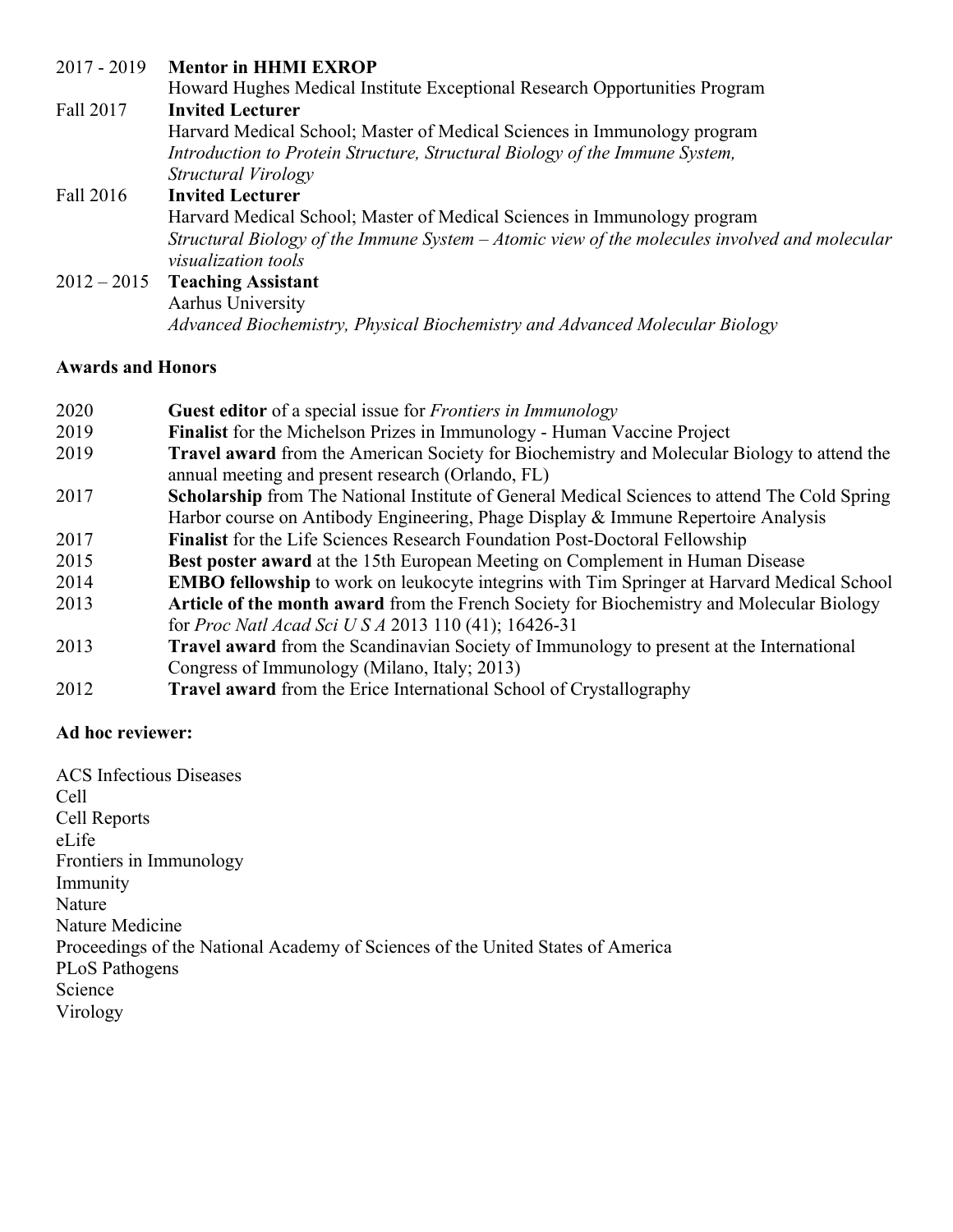2017 - 2019 **Mentor in HHMI EXROP**
Howard Hughes Medical Institute Exceptional Research Opportunities Program

Fall 2017 **Invited Lecturer**
Harvard Medical School; Master of Medical Sciences in Immunology program
*Introduction to Protein Structure, Structural Biology of the Immune System, Structural Virology*

Fall 2016 **Invited Lecturer**
Harvard Medical School; Master of Medical Sciences in Immunology program
*Structural Biology of the Immune System – Atomic view of the molecules involved and molecular visualization tools*

2012 – 2015 **Teaching Assistant**
Aarhus University
*Advanced Biochemistry, Physical Biochemistry and Advanced Molecular Biology*

**Awards and Honors**

| | |
|---|---|
| 2020 | **Guest editor** of a special issue for *Frontiers in Immunology* |
| 2019 | **Finalist** for the Michelson Prizes in Immunology - Human Vaccine Project |
| 2019 | **Travel award** from the American Society for Biochemistry and Molecular Biology to attend the annual meeting and present research (Orlando, FL) |
| 2017 | **Scholarship** from The National Institute of General Medical Sciences to attend The Cold Spring Harbor course on Antibody Engineering, Phage Display & Immune Repertoire Analysis |
| 2017 | **Finalist** for the Life Sciences Research Foundation Post-Doctoral Fellowship |
| 2015 | **Best poster award** at the 15th European Meeting on Complement in Human Disease |
| 2014 | **EMBO fellowship** to work on leukocyte integrins with Tim Springer at Harvard Medical School |
| 2013 | **Article of the month award** from the French Society for Biochemistry and Molecular Biology for *Proc Natl Acad Sci U S A* 2013 110 (41); 16426-31 |
| 2013 | **Travel award** from the Scandinavian Society of Immunology to present at the International Congress of Immunology (Milano, Italy; 2013) |
| 2012 | **Travel award** from the Erice International School of Crystallography |

**Ad hoc reviewer:**

ACS Infectious Diseases
Cell
Cell Reports
eLife
Frontiers in Immunology
Immunity
Nature
Nature Medicine
Proceedings of the National Academy of Sciences of the United States of America
PLoS Pathogens
Science
Virology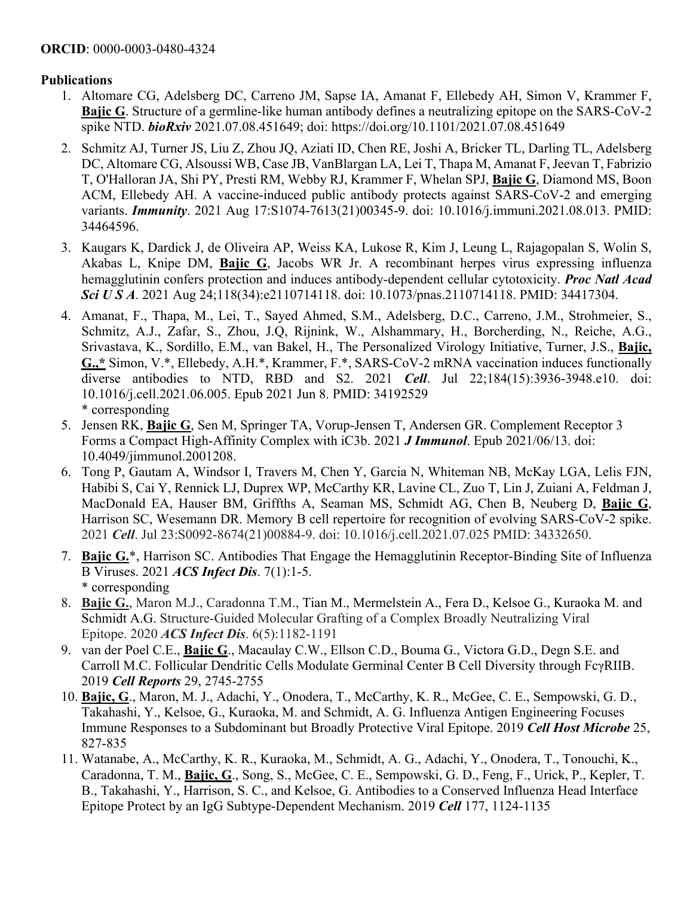**ORCID**: 0000-0003-0480-4324

**Publications**

1. Altomare CG, Adelsberg DC, Carreno JM, Sapse IA, Amanat F, Ellebedy AH, Simon V, Krammer F, **Bajic G**. Structure of a germline-like human antibody defines a neutralizing epitope on the SARS-CoV-2 spike NTD. ***bioRxiv*** 2021.07.08.451649; doi: https://doi.org/10.1101/2021.07.08.451649
2. Schmitz AJ, Turner JS, Liu Z, Zhou JQ, Aziati ID, Chen RE, Joshi A, Bricker TL, Darling TL, Adelsberg DC, Altomare CG, Alsoussi WB, Case JB, VanBlargan LA, Lei T, Thapa M, Amanat F, Jeevan T, Fabrizio T, O'Halloran JA, Shi PY, Presti RM, Webby RJ, Krammer F, Whelan SPJ, **Bajic G**, Diamond MS, Boon ACM, Ellebedy AH. A vaccine-induced public antibody protects against SARS-CoV-2 and emerging variants. ***Immunity***. 2021 Aug 17:S1074-7613(21)00345-9. doi: 10.1016/j.immuni.2021.08.013. PMID: 34464596.
3. Kaugars K, Dardick J, de Oliveira AP, Weiss KA, Lukose R, Kim J, Leung L, Rajagopalan S, Wolin S, Akabas L, Knipe DM, **Bajic G**, Jacobs WR Jr. A recombinant herpes virus expressing influenza hemagglutinin confers protection and induces antibody-dependent cellular cytotoxicity. ***Proc Natl Acad Sci U S A***. 2021 Aug 24;118(34):e2110714118. doi: 10.1073/pnas.2110714118. PMID: 34417304.
4. Amanat, F., Thapa, M., Lei, T., Sayed Ahmed, S.M., Adelsberg, D.C., Carreno, J.M., Strohmeier, S., Schmitz, A.J., Zafar, S., Zhou, J.Q, Rijnink, W., Alshammary, H., Borcherding, N., Reiche, A.G., Srivastava, K., Sordillo, E.M., van Bakel, H., The Personalized Virology Initiative, Turner, J.S., **Bajic, G.,\*** Simon, V.\*, Ellebedy, A.H.\*, Krammer, F.\*, SARS-CoV-2 mRNA vaccination induces functionally diverse antibodies to NTD, RBD and S2. 2021 ***Cell***. Jul 22;184(15):3936-3948.e10. doi: 10.1016/j.cell.2021.06.005. Epub 2021 Jun 8. PMID: 34192529
   \* corresponding
5. Jensen RK, **Bajic G**, Sen M, Springer TA, Vorup-Jensen T, Andersen GR. Complement Receptor 3 Forms a Compact High-Affinity Complex with iC3b. 2021 ***J Immunol***. Epub 2021/06/13. doi: 10.4049/jimmunol.2001208.
6. Tong P, Gautam A, Windsor I, Travers M, Chen Y, Garcia N, Whiteman NB, McKay LGA, Lelis FJN, Habibi S, Cai Y, Rennick LJ, Duprex WP, McCarthy KR, Lavine CL, Zuo T, Lin J, Zuiani A, Feldman J, MacDonald EA, Hauser BM, Griffths A, Seaman MS, Schmidt AG, Chen B, Neuberg D, **Bajic G**, Harrison SC, Wesemann DR. Memory B cell repertoire for recognition of evolving SARS-CoV-2 spike. 2021 ***Cell***. Jul 23:S0092-8674(21)00884-9. doi: 10.1016/j.cell.2021.07.025 PMID: 34332650.
7. **Bajic G.**\*, Harrison SC. Antibodies That Engage the Hemagglutinin Receptor-Binding Site of Influenza B Viruses. 2021 ***ACS Infect Dis***. 7(1):1-5.
   \* corresponding
8. **Bajic G.**, Maron M.J., Caradonna T.M., Tian M., Mermelstein A., Fera D., Kelsoe G., Kuraoka M. and Schmidt A.G. Structure-Guided Molecular Grafting of a Complex Broadly Neutralizing Viral Epitope. 2020 ***ACS Infect Dis***. 6(5):1182-1191
9. van der Poel C.E., **Bajic G**., Macaulay C.W., Ellson C.D., Bouma G., Victora G.D., Degn S.E. and Carroll M.C. Follicular Dendritic Cells Modulate Germinal Center B Cell Diversity through FcγRIIB. 2019 ***Cell Reports*** 29, 2745-2755
10. **Bajic, G**., Maron, M. J., Adachi, Y., Onodera, T., McCarthy, K. R., McGee, C. E., Sempowski, G. D., Takahashi, Y., Kelsoe, G., Kuraoka, M. and Schmidt, A. G. Influenza Antigen Engineering Focuses Immune Responses to a Subdominant but Broadly Protective Viral Epitope. 2019 ***Cell Host Microbe*** 25, 827-835
11. Watanabe, A., McCarthy, K. R., Kuraoka, M., Schmidt, A. G., Adachi, Y., Onodera, T., Tonouchi, K., Caradonna, T. M., **Bajic, G**., Song, S., McGee, C. E., Sempowski, G. D., Feng, F., Urick, P., Kepler, T. B., Takahashi, Y., Harrison, S. C., and Kelsoe, G. Antibodies to a Conserved Influenza Head Interface Epitope Protect by an IgG Subtype-Dependent Mechanism. 2019 ***Cell*** 177, 1124-1135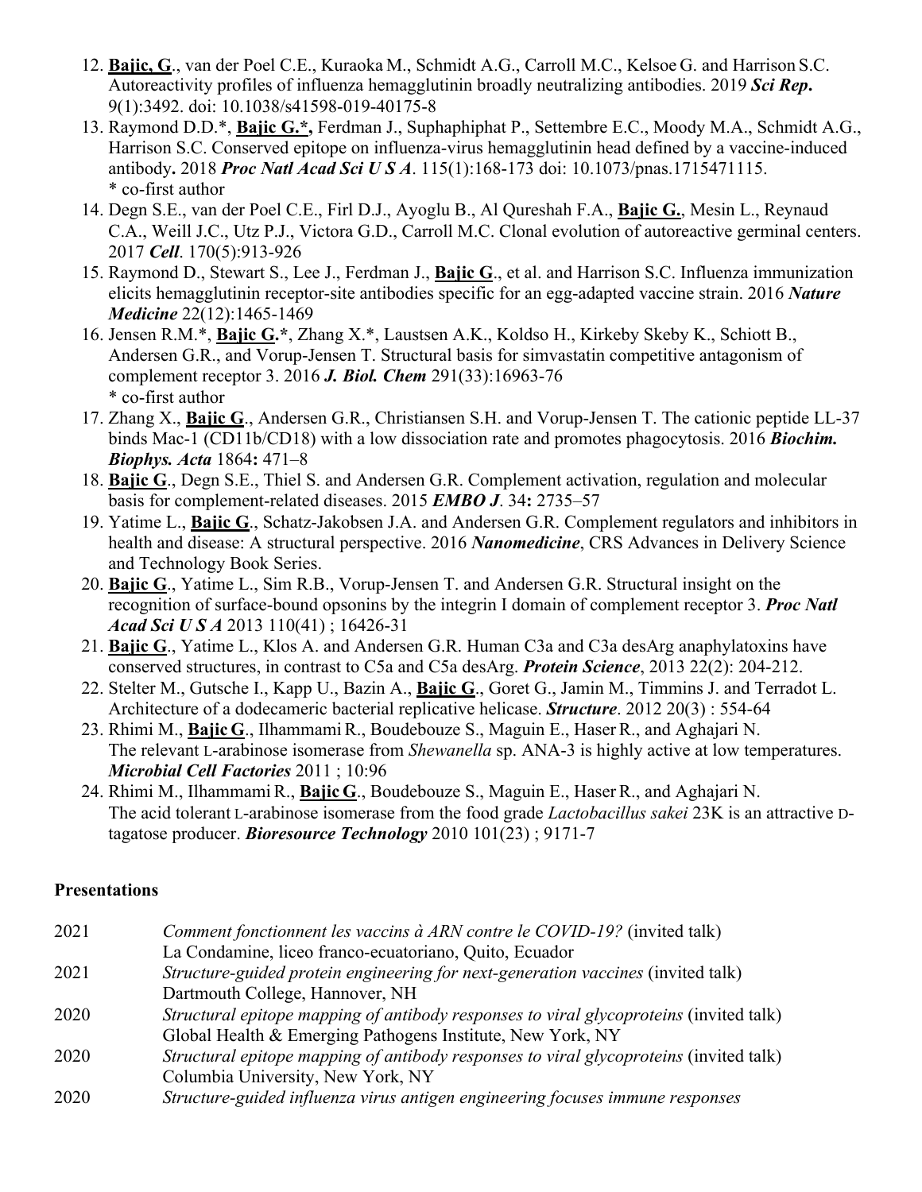12. **Bajic, G**., van der Poel C.E., Kuraoka M., Schmidt A.G., Carroll M.C., Kelsoe G. and Harrison S.C. Autoreactivity profiles of influenza hemagglutinin broadly neutralizing antibodies. 2019 ***Sci Rep*.** 9(1):3492. doi: 10.1038/s41598-019-40175-8
13. Raymond D.D.*, **Bajic G.*,** Ferdman J., Suphaphiphat P., Settembre E.C., Moody M.A., Schmidt A.G., Harrison S.C. Conserved epitope on influenza-virus hemagglutinin head defined by a vaccine-induced antibody**.** 2018 ***Proc Natl Acad Sci U S A***. 115(1):168-173 doi: 10.1073/pnas.1715471115.
    * co-first author
14. Degn S.E., van der Poel C.E., Firl D.J., Ayoglu B., Al Qureshah F.A., **Bajic G.**, Mesin L., Reynaud C.A., Weill J.C., Utz P.J., Victora G.D., Carroll M.C. Clonal evolution of autoreactive germinal centers. 2017 ***Cell***. 170(5):913-926
15. Raymond D., Stewart S., Lee J., Ferdman J., **Bajic G**., et al. and Harrison S.C. Influenza immunization elicits hemagglutinin receptor-site antibodies specific for an egg-adapted vaccine strain. 2016 ***Nature Medicine*** 22(12):1465-1469
16. Jensen R.M.*, **Bajic G.***, Zhang X.*, Laustsen A.K., Koldso H., Kirkeby Skeby K., Schiott B., Andersen G.R., and Vorup-Jensen T. Structural basis for simvastatin competitive antagonism of complement receptor 3. 2016 ***J. Biol. Chem*** 291(33):16963-76
    * co-first author
17. Zhang X., **Bajic G**., Andersen G.R., Christiansen S.H. and Vorup-Jensen T. The cationic peptide LL-37 binds Mac-1 (CD11b/CD18) with a low dissociation rate and promotes phagocytosis. 2016 ***Biochim. Biophys. Acta*** 1864**:** 471–8
18. **Bajic G**., Degn S.E., Thiel S. and Andersen G.R. Complement activation, regulation and molecular basis for complement-related diseases. 2015 ***EMBO J***. 34**:** 2735–57
19. Yatime L., **Bajic G**., Schatz-Jakobsen J.A. and Andersen G.R. Complement regulators and inhibitors in health and disease: A structural perspective. 2016 ***Nanomedicine***, CRS Advances in Delivery Science and Technology Book Series.
20. **Bajic G**., Yatime L., Sim R.B., Vorup-Jensen T. and Andersen G.R. Structural insight on the recognition of surface-bound opsonins by the integrin I domain of complement receptor 3. ***Proc Natl Acad Sci U S A*** 2013 110(41) ; 16426-31
21. **Bajic G**., Yatime L., Klos A. and Andersen G.R. Human C3a and C3a desArg anaphylatoxins have conserved structures, in contrast to C5a and C5a desArg. ***Protein Science***, 2013 22(2): 204-212.
22. Stelter M., Gutsche I., Kapp U., Bazin A., **Bajic G**., Goret G., Jamin M., Timmins J. and Terradot L. Architecture of a dodecameric bacterial replicative helicase. ***Structure***. 2012 20(3) : 554-64
23. Rhimi M., **Bajic G**., Ilhammami R., Boudebouze S., Maguin E., Haser R., and Aghajari N. The relevant L-arabinose isomerase from *Shewanella* sp. ANA-3 is highly active at low temperatures. ***Microbial Cell Factories*** 2011 ; 10:96
24. Rhimi M., Ilhammami R., **Bajic G**., Boudebouze S., Maguin E., Haser R., and Aghajari N. The acid tolerant L-arabinose isomerase from the food grade *Lactobacillus sakei* 23K is an attractive D-tagatose producer. ***Bioresource Technology*** 2010 101(23) ; 9171-7

**Presentations**

| | |
|---|---|
| 2021 | *Comment fonctionnent les vaccins à ARN contre le COVID-19?* (invited talk)<br>La Condamine, liceo franco-ecuatoriano, Quito, Ecuador |
| 2021 | *Structure-guided protein engineering for next-generation vaccines* (invited talk)<br>Dartmouth College, Hannover, NH |
| 2020 | *Structural epitope mapping of antibody responses to viral glycoproteins* (invited talk)<br>Global Health & Emerging Pathogens Institute, New York, NY |
| 2020 | *Structural epitope mapping of antibody responses to viral glycoproteins* (invited talk)<br>Columbia University, New York, NY |
| 2020 | *Structure-guided influenza virus antigen engineering focuses immune responses* |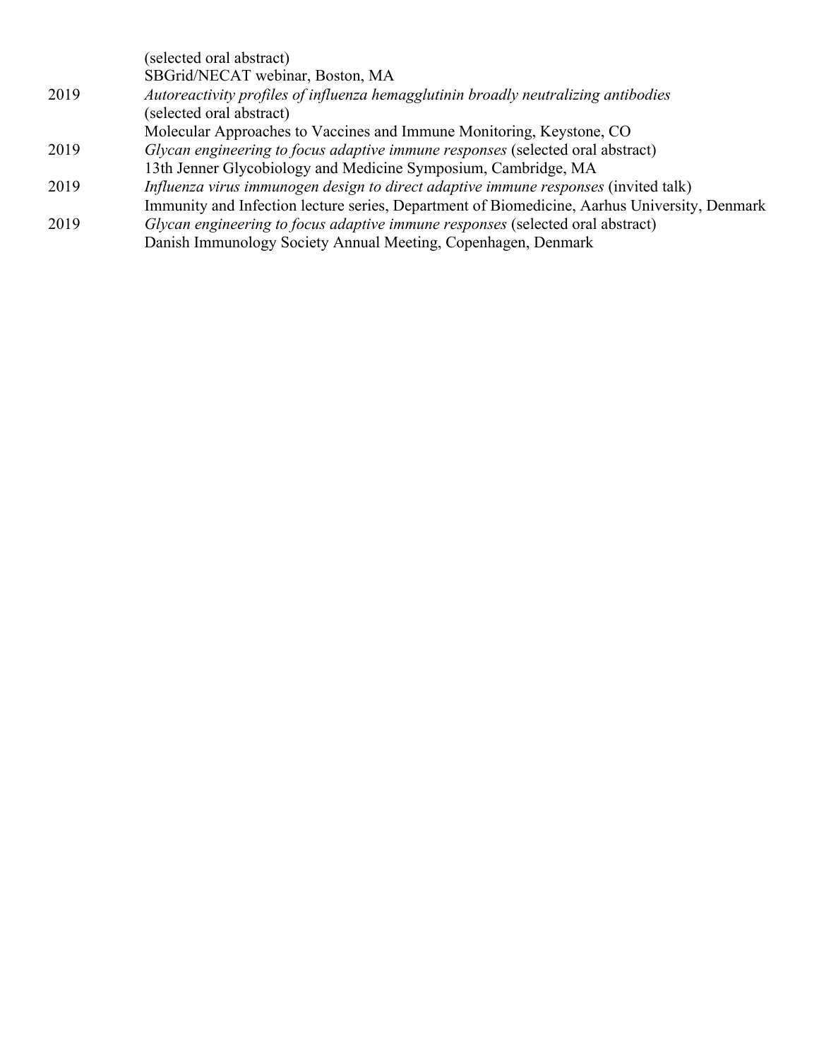(selected oral abstract)
SBGrid/NECAT webinar, Boston, MA

2019 *Autoreactivity profiles of influenza hemagglutinin broadly neutralizing antibodies* (selected oral abstract)
Molecular Approaches to Vaccines and Immune Monitoring, Keystone, CO

2019 *Glycan engineering to focus adaptive immune responses* (selected oral abstract)
13th Jenner Glycobiology and Medicine Symposium, Cambridge, MA

2019 *Influenza virus immunogen design to direct adaptive immune responses* (invited talk)
Immunity and Infection lecture series, Department of Biomedicine, Aarhus University, Denmark

2019 *Glycan engineering to focus adaptive immune responses* (selected oral abstract)
Danish Immunology Society Annual Meeting, Copenhagen, Denmark